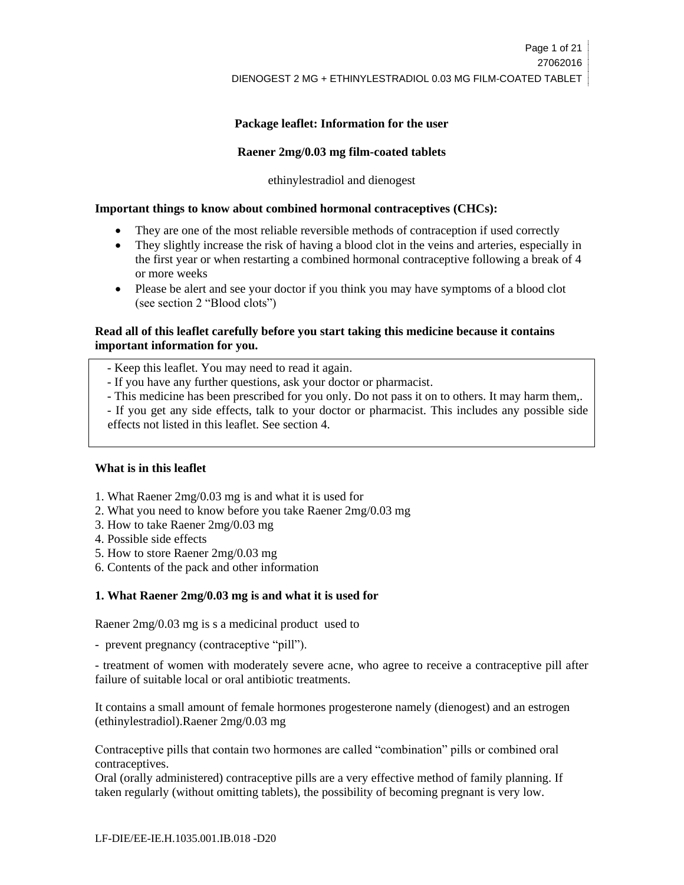**Package leaflet: Information for the user**

**Raener 2mg/0.03 mg film-coated tablets**

ethinylestradiol and dienogest

**Important things to know about combined hormonal contraceptives (CHCs):**

- They are one of the most reliable reversible methods of contraception if used correctly
- They slightly increase the risk of having a blood clot in the veins and arteries, especially in the first year or when restarting a combined hormonal contraceptive following a break of 4 or more weeks
- Please be alert and see your doctor if you think you may have symptoms of a blood clot (see section 2 "Blood clots")

**Read all of this leaflet carefully before you start taking this medicine because it contains important information for you.**

- Keep this leaflet. You may need to read it again.
- If you have any further questions, ask your doctor or pharmacist.
- This medicine has been prescribed for you only. Do not pass it on to others. It may harm them,.
- If you get any side effects, talk to your doctor or pharmacist. This includes any possible side effects not listed in this leaflet. See section 4.

**What is in this leaflet**

1. What Raener 2mg/0.03 mg is and what it is used for
2. What you need to know before you take Raener 2mg/0.03 mg
3. How to take Raener 2mg/0.03 mg
4. Possible side effects
5. How to store Raener 2mg/0.03 mg
6. Contents of the pack and other information

## 1. What Raener 2mg/0.03 mg is and what it is used for

Raener 2mg/0.03 mg is s a medicinal product used to

- prevent pregnancy (contraceptive "pill").
- treatment of women with moderately severe acne, who agree to receive a contraceptive pill after failure of suitable local or oral antibiotic treatments.

It contains a small amount of female hormones progesterone namely (dienogest) and an estrogen (ethinylestradiol).Raener 2mg/0.03 mg

Contraceptive pills that contain two hormones are called "combination" pills or combined oral contraceptives.
Oral (orally administered) contraceptive pills are a very effective method of family planning. If taken regularly (without omitting tablets), the possibility of becoming pregnant is very low.

LF-DIE/EE-IE.H.1035.001.IB.018 -D20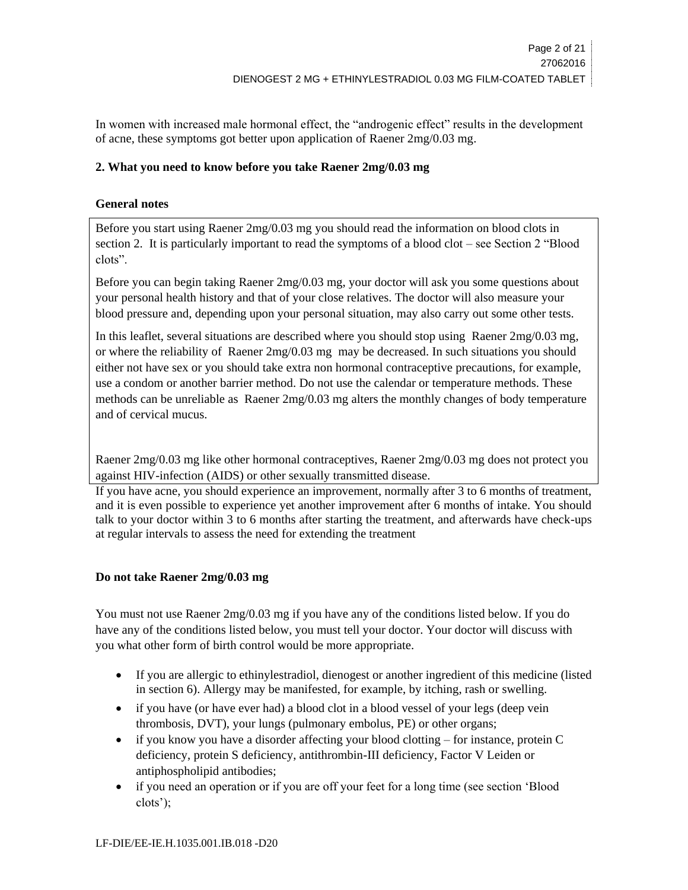In women with increased male hormonal effect, the "androgenic effect" results in the development of acne, these symptoms got better upon application of Raener 2mg/0.03 mg.

## 2. What you need to know before you take Raener 2mg/0.03 mg

### General notes

Before you start using Raener 2mg/0.03 mg you should read the information on blood clots in section 2. It is particularly important to read the symptoms of a blood clot – see Section 2 "Blood clots".

Before you can begin taking Raener 2mg/0.03 mg, your doctor will ask you some questions about your personal health history and that of your close relatives. The doctor will also measure your blood pressure and, depending upon your personal situation, may also carry out some other tests.

In this leaflet, several situations are described where you should stop using Raener 2mg/0.03 mg, or where the reliability of Raener 2mg/0.03 mg may be decreased. In such situations you should either not have sex or you should take extra non hormonal contraceptive precautions, for example, use a condom or another barrier method. Do not use the calendar or temperature methods. These methods can be unreliable as Raener 2mg/0.03 mg alters the monthly changes of body temperature and of cervical mucus.

Raener 2mg/0.03 mg like other hormonal contraceptives, Raener 2mg/0.03 mg does not protect you against HIV-infection (AIDS) or other sexually transmitted disease.

If you have acne, you should experience an improvement, normally after 3 to 6 months of treatment, and it is even possible to experience yet another improvement after 6 months of intake. You should talk to your doctor within 3 to 6 months after starting the treatment, and afterwards have check-ups at regular intervals to assess the need for extending the treatment

### Do not take Raener 2mg/0.03 mg

You must not use Raener 2mg/0.03 mg if you have any of the conditions listed below. If you do have any of the conditions listed below, you must tell your doctor. Your doctor will discuss with you what other form of birth control would be more appropriate.

- If you are allergic to ethinylestradiol, dienogest or another ingredient of this medicine (listed in section 6). Allergy may be manifested, for example, by itching, rash or swelling.
- if you have (or have ever had) a blood clot in a blood vessel of your legs (deep vein thrombosis, DVT), your lungs (pulmonary embolus, PE) or other organs;
- if you know you have a disorder affecting your blood clotting – for instance, protein C deficiency, protein S deficiency, antithrombin-III deficiency, Factor V Leiden or antiphospholipid antibodies;
- if you need an operation or if you are off your feet for a long time (see section 'Blood clots');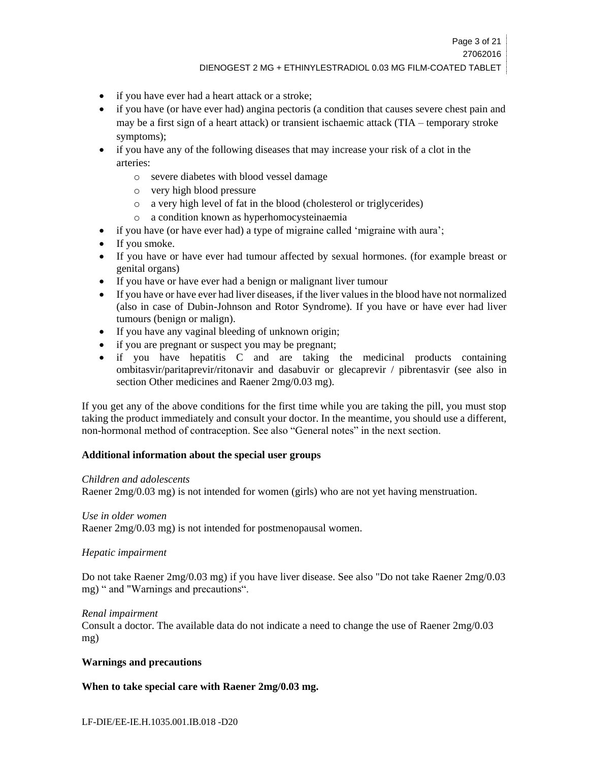- if you have ever had a heart attack or a stroke;
- if you have (or have ever had) angina pectoris (a condition that causes severe chest pain and may be a first sign of a heart attack) or transient ischaemic attack (TIA – temporary stroke symptoms);
- if you have any of the following diseases that may increase your risk of a clot in the arteries:
  - severe diabetes with blood vessel damage
  - very high blood pressure
  - a very high level of fat in the blood (cholesterol or triglycerides)
  - a condition known as hyperhomocysteinaemia
- if you have (or have ever had) a type of migraine called 'migraine with aura';
- If you smoke.
- If you have or have ever had tumour affected by sexual hormones. (for example breast or genital organs)
- If you have or have ever had a benign or malignant liver tumour
- If you have or have ever had liver diseases, if the liver values in the blood have not normalized (also in case of Dubin-Johnson and Rotor Syndrome). If you have or have ever had liver tumours (benign or malign).
- If you have any vaginal bleeding of unknown origin;
- if you are pregnant or suspect you may be pregnant;
- if you have hepatitis C and are taking the medicinal products containing ombitasvir/paritaprevir/ritonavir and dasabuvir or glecaprevir / pibrentasvir (see also in section Other medicines and Raener 2mg/0.03 mg).

If you get any of the above conditions for the first time while you are taking the pill, you must stop taking the product immediately and consult your doctor. In the meantime, you should use a different, non-hormonal method of contraception. See also "General notes" in the next section.

**Additional information about the special user groups**

*Children and adolescents*
Raener 2mg/0.03 mg) is not intended for women (girls) who are not yet having menstruation.

*Use in older women*
Raener 2mg/0.03 mg) is not intended for postmenopausal women.

*Hepatic impairment*

Do not take Raener 2mg/0.03 mg) if you have liver disease. See also "Do not take Raener 2mg/0.03 mg) " and "Warnings and precautions".

*Renal impairment*
Consult a doctor. The available data do not indicate a need to change the use of Raener 2mg/0.03 mg)

**Warnings and precautions**

**When to take special care with Raener 2mg/0.03 mg.**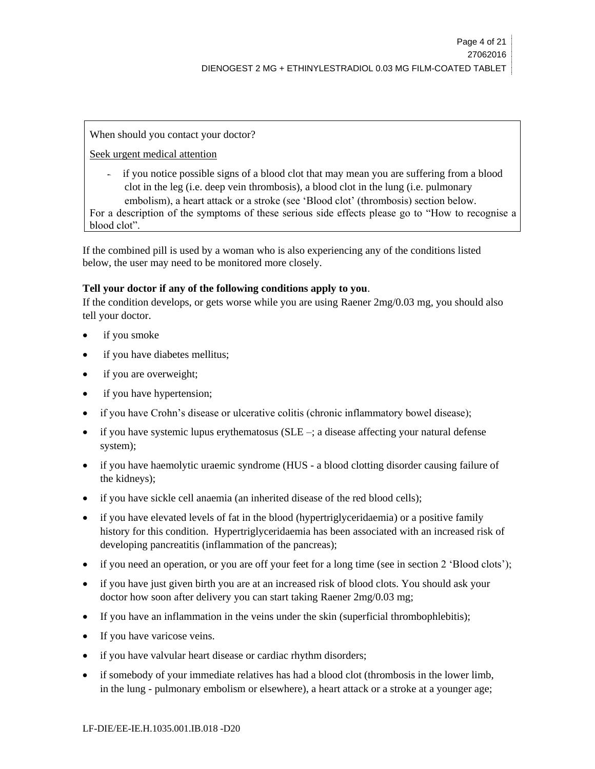When should you contact your doctor?

Seek urgent medical attention

- if you notice possible signs of a blood clot that may mean you are suffering from a blood clot in the leg (i.e. deep vein thrombosis), a blood clot in the lung (i.e. pulmonary embolism), a heart attack or a stroke (see 'Blood clot' (thrombosis) section below.

For a description of the symptoms of these serious side effects please go to "How to recognise a blood clot".

If the combined pill is used by a woman who is also experiencing any of the conditions listed below, the user may need to be monitored more closely.

**Tell your doctor if any of the following conditions apply to you**.

If the condition develops, or gets worse while you are using Raener 2mg/0.03 mg, you should also tell your doctor.

- if you smoke
- if you have diabetes mellitus;
- if you are overweight;
- if you have hypertension;
- if you have Crohn's disease or ulcerative colitis (chronic inflammatory bowel disease);
- if you have systemic lupus erythematosus (SLE –; a disease affecting your natural defense system);
- if you have haemolytic uraemic syndrome (HUS - a blood clotting disorder causing failure of the kidneys);
- if you have sickle cell anaemia (an inherited disease of the red blood cells);
- if you have elevated levels of fat in the blood (hypertriglyceridaemia) or a positive family history for this condition. Hypertriglyceridaemia has been associated with an increased risk of developing pancreatitis (inflammation of the pancreas);
- if you need an operation, or you are off your feet for a long time (see in section 2 'Blood clots');
- if you have just given birth you are at an increased risk of blood clots. You should ask your doctor how soon after delivery you can start taking Raener 2mg/0.03 mg;
- If you have an inflammation in the veins under the skin (superficial thrombophlebitis);
- If you have varicose veins.
- if you have valvular heart disease or cardiac rhythm disorders;
- if somebody of your immediate relatives has had a blood clot (thrombosis in the lower limb, in the lung - pulmonary embolism or elsewhere), a heart attack or a stroke at a younger age;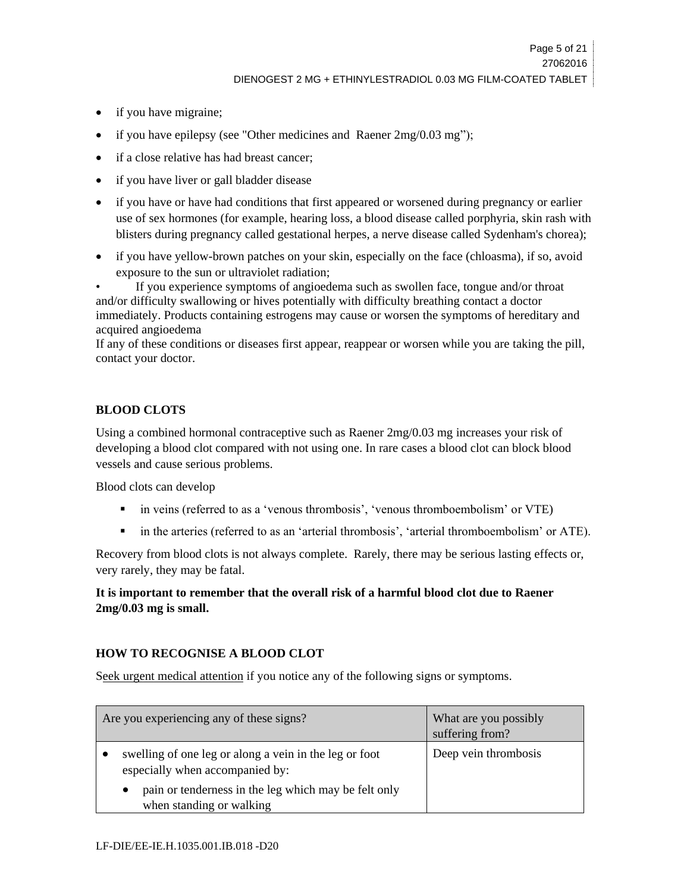- if you have migraine;
- if you have epilepsy (see "Other medicines and  Raener 2mg/0.03 mg");
- if a close relative has had breast cancer;
- if you have liver or gall bladder disease
- if you have or have had conditions that first appeared or worsened during pregnancy or earlier use of sex hormones (for example, hearing loss, a blood disease called porphyria, skin rash with blisters during pregnancy called gestational herpes, a nerve disease called Sydenham's chorea);
- if you have yellow-brown patches on your skin, especially on the face (chloasma), if so, avoid exposure to the sun or ultraviolet radiation;
- If you experience symptoms of angioedema such as swollen face, tongue and/or throat and/or difficulty swallowing or hives potentially with difficulty breathing contact a doctor immediately. Products containing estrogens may cause or worsen the symptoms of hereditary and acquired angioedema

If any of these conditions or diseases first appear, reappear or worsen while you are taking the pill, contact your doctor.

**BLOOD CLOTS**

Using a combined hormonal contraceptive such as Raener 2mg/0.03 mg increases your risk of developing a blood clot compared with not using one. In rare cases a blood clot can block blood vessels and cause serious problems.

Blood clots can develop

- in veins (referred to as a 'venous thrombosis', 'venous thromboembolism' or VTE)
- in the arteries (referred to as an 'arterial thrombosis', 'arterial thromboembolism' or ATE).

Recovery from blood clots is not always complete.  Rarely, there may be serious lasting effects or, very rarely, they may be fatal.

**It is important to remember that the overall risk of a harmful blood clot due to Raener 2mg/0.03 mg is small.**

**HOW TO RECOGNISE A BLOOD CLOT**

Seek urgent medical attention if you notice any of the following signs or symptoms.

| Are you experiencing any of these signs? | What are you possibly suffering from? |
|---|---|
| • swelling of one leg or along a vein in the leg or foot especially when accompanied by:<br>  • pain or tenderness in the leg which may be felt only when standing or walking | Deep vein thrombosis |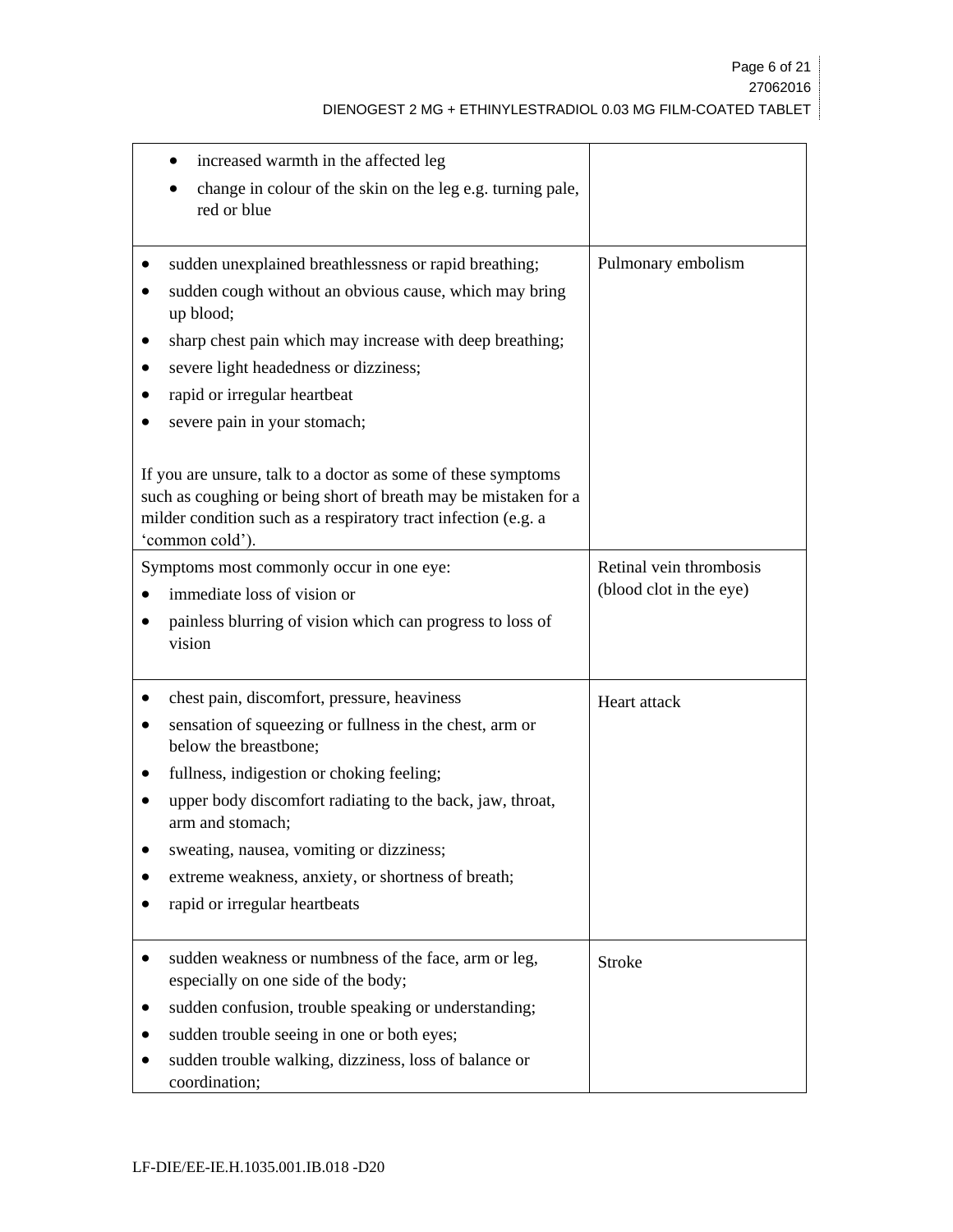| | |
|---|---|
| <ul><li>increased warmth in the affected leg</li><li>change in colour of the skin on the leg e.g. turning pale, red or blue</li></ul> | |
| <ul><li>sudden unexplained breathlessness or rapid breathing;</li><li>sudden cough without an obvious cause, which may bring up blood;</li><li>sharp chest pain which may increase with deep breathing;</li><li>severe light headedness or dizziness;</li><li>rapid or irregular heartbeat</li><li>severe pain in your stomach;</li></ul>If you are unsure, talk to a doctor as some of these symptoms such as coughing or being short of breath may be mistaken for a milder condition such as a respiratory tract infection (e.g. a 'common cold'). | Pulmonary embolism |
| Symptoms most commonly occur in one eye:<ul><li>immediate loss of vision or</li><li>painless blurring of vision which can progress to loss of vision</li></ul> | Retinal vein thrombosis (blood clot in the eye) |
| <ul><li>chest pain, discomfort, pressure, heaviness</li><li>sensation of squeezing or fullness in the chest, arm or below the breastbone;</li><li>fullness, indigestion or choking feeling;</li><li>upper body discomfort radiating to the back, jaw, throat, arm and stomach;</li><li>sweating, nausea, vomiting or dizziness;</li><li>extreme weakness, anxiety, or shortness of breath;</li><li>rapid or irregular heartbeats</li></ul> | Heart attack |
| <ul><li>sudden weakness or numbness of the face, arm or leg, especially on one side of the body;</li><li>sudden confusion, trouble speaking or understanding;</li><li>sudden trouble seeing in one or both eyes;</li><li>sudden trouble walking, dizziness, loss of balance or coordination;</li></ul> | Stroke |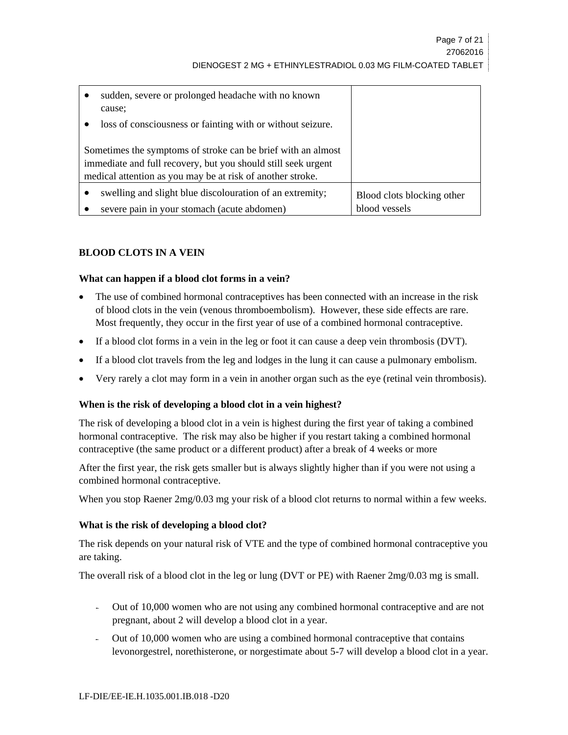| | |
|---|---|
| • sudden, severe or prolonged headache with no known cause;<br>• loss of consciousness or fainting with or without seizure.<br><br>Sometimes the symptoms of stroke can be brief with an almost immediate and full recovery, but you should still seek urgent medical attention as you may be at risk of another stroke. | |
| • swelling and slight blue discolouration of an extremity;<br>• severe pain in your stomach (acute abdomen) | Blood clots blocking other blood vessels |

**BLOOD CLOTS IN A VEIN**

**What can happen if a blood clot forms in a vein?**

- The use of combined hormonal contraceptives has been connected with an increase in the risk of blood clots in the vein (venous thromboembolism). However, these side effects are rare. Most frequently, they occur in the first year of use of a combined hormonal contraceptive.
- If a blood clot forms in a vein in the leg or foot it can cause a deep vein thrombosis (DVT).
- If a blood clot travels from the leg and lodges in the lung it can cause a pulmonary embolism.
- Very rarely a clot may form in a vein in another organ such as the eye (retinal vein thrombosis).

**When is the risk of developing a blood clot in a vein highest?**

The risk of developing a blood clot in a vein is highest during the first year of taking a combined hormonal contraceptive. The risk may also be higher if you restart taking a combined hormonal contraceptive (the same product or a different product) after a break of 4 weeks or more

After the first year, the risk gets smaller but is always slightly higher than if you were not using a combined hormonal contraceptive.

When you stop Raener 2mg/0.03 mg your risk of a blood clot returns to normal within a few weeks.

**What is the risk of developing a blood clot?**

The risk depends on your natural risk of VTE and the type of combined hormonal contraceptive you are taking.

The overall risk of a blood clot in the leg or lung (DVT or PE) with Raener 2mg/0.03 mg is small.

- Out of 10,000 women who are not using any combined hormonal contraceptive and are not pregnant, about 2 will develop a blood clot in a year.
- Out of 10,000 women who are using a combined hormonal contraceptive that contains levonorgestrel, norethisterone, or norgestimate about 5-7 will develop a blood clot in a year.

LF-DIE/EE-IE.H.1035.001.IB.018 -D20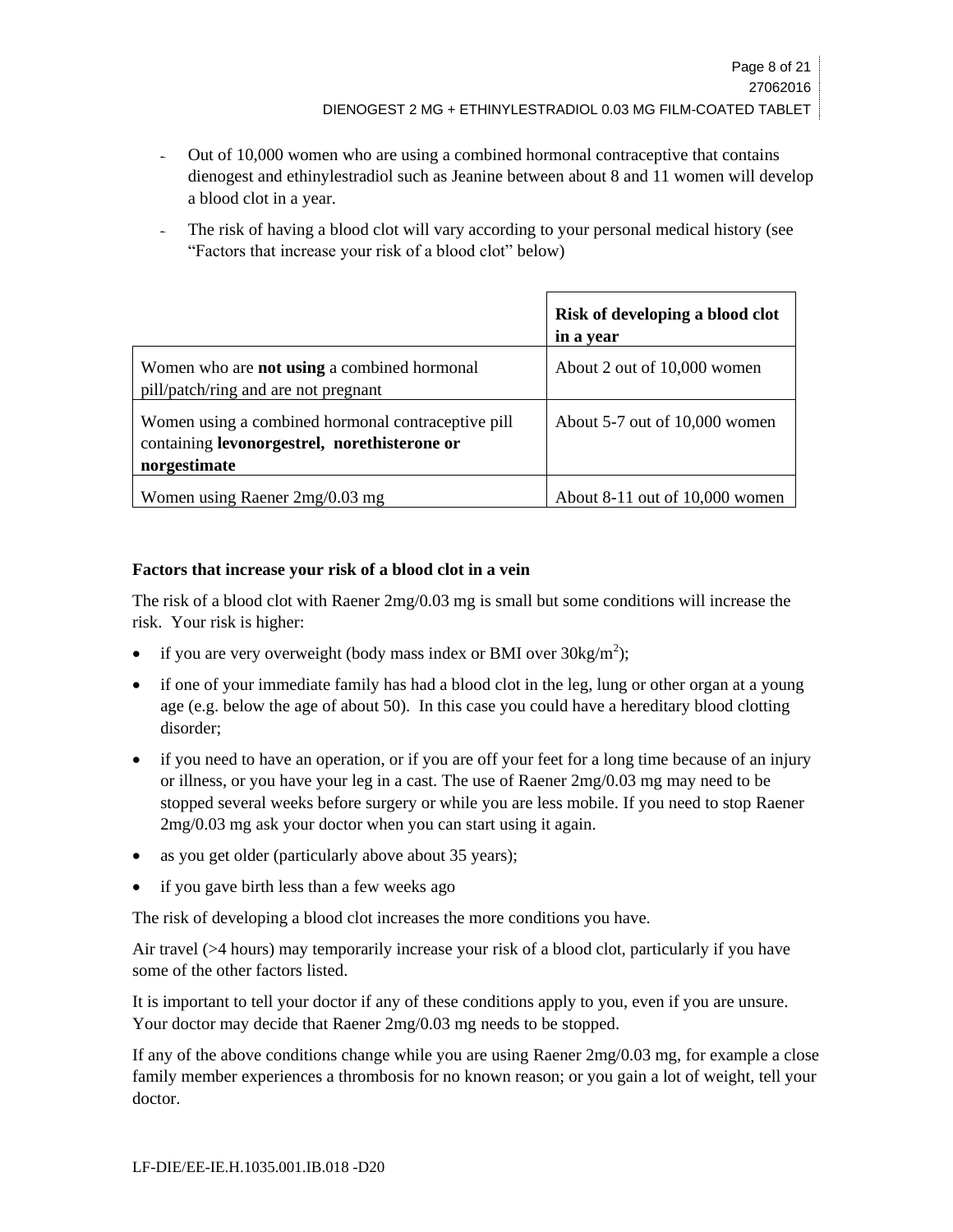- Out of 10,000 women who are using a combined hormonal contraceptive that contains dienogest and ethinylestradiol such as Jeanine between about 8 and 11 women will develop a blood clot in a year.
- The risk of having a blood clot will vary according to your personal medical history (see "Factors that increase your risk of a blood clot" below)

| | **Risk of developing a blood clot in a year** |
|---|---|
| Women who are **not using** a combined hormonal pill/patch/ring and are not pregnant | About 2 out of 10,000 women |
| Women using a combined hormonal contraceptive pill containing **levonorgestrel, norethisterone or norgestimate** | About 5-7 out of 10,000 women |
| Women using Raener 2mg/0.03 mg | About 8-11 out of 10,000 women |

**Factors that increase your risk of a blood clot in a vein**

The risk of a blood clot with Raener 2mg/0.03 mg is small but some conditions will increase the risk. Your risk is higher:

- if you are very overweight (body mass index or BMI over $30kg/m^2$);
- if one of your immediate family has had a blood clot in the leg, lung or other organ at a young age (e.g. below the age of about 50). In this case you could have a hereditary blood clotting disorder;
- if you need to have an operation, or if you are off your feet for a long time because of an injury or illness, or you have your leg in a cast. The use of Raener 2mg/0.03 mg may need to be stopped several weeks before surgery or while you are less mobile. If you need to stop Raener 2mg/0.03 mg ask your doctor when you can start using it again.
- as you get older (particularly above about 35 years);
- if you gave birth less than a few weeks ago

The risk of developing a blood clot increases the more conditions you have.

Air travel (>4 hours) may temporarily increase your risk of a blood clot, particularly if you have some of the other factors listed.

It is important to tell your doctor if any of these conditions apply to you, even if you are unsure. Your doctor may decide that Raener 2mg/0.03 mg needs to be stopped.

If any of the above conditions change while you are using Raener 2mg/0.03 mg, for example a close family member experiences a thrombosis for no known reason; or you gain a lot of weight, tell your doctor.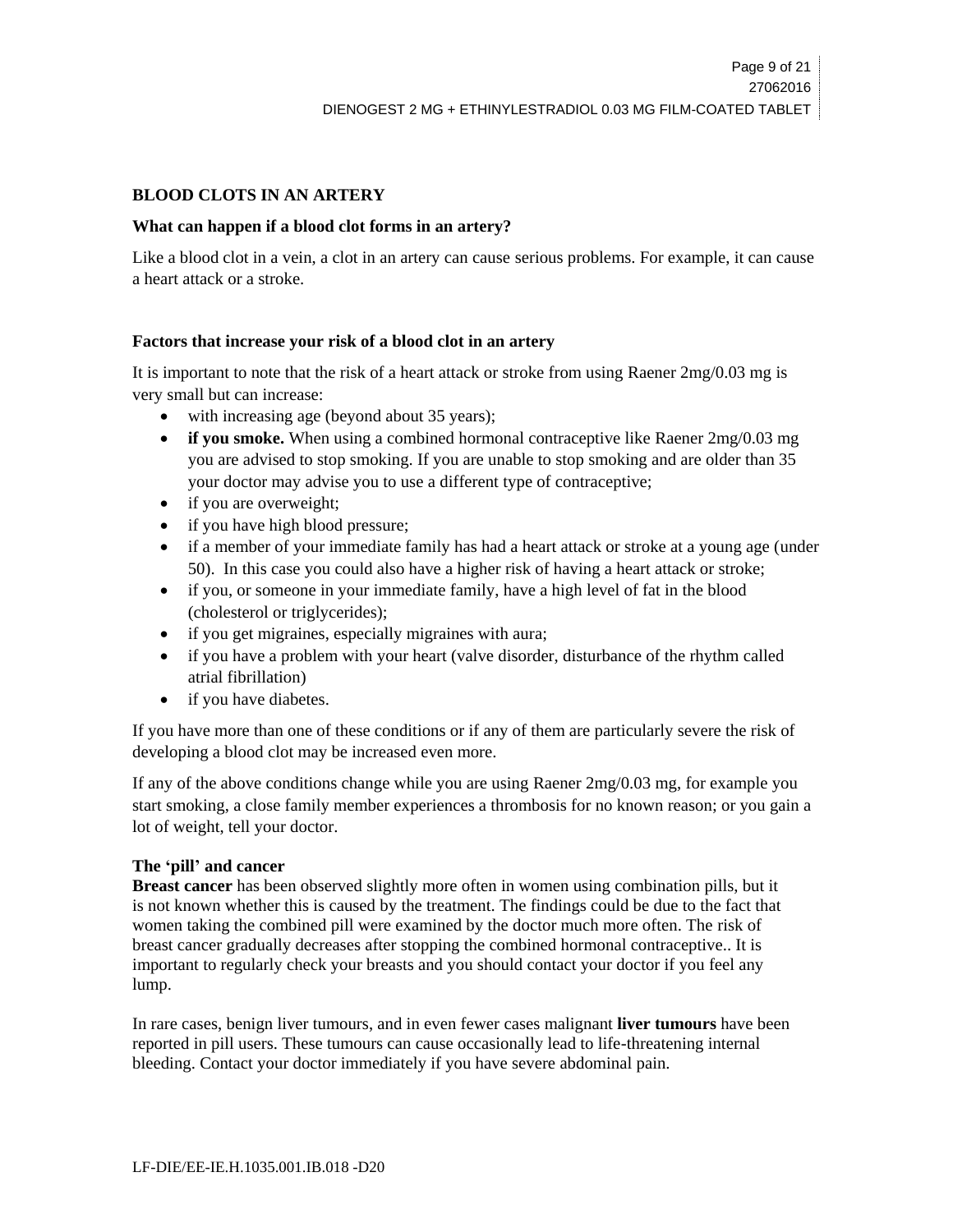## BLOOD CLOTS IN AN ARTERY

### What can happen if a blood clot forms in an artery?

Like a blood clot in a vein, a clot in an artery can cause serious problems. For example, it can cause a heart attack or a stroke.

### Factors that increase your risk of a blood clot in an artery

It is important to note that the risk of a heart attack or stroke from using Raener 2mg/0.03 mg is very small but can increase:

- with increasing age (beyond about 35 years);
- **if you smoke.** When using a combined hormonal contraceptive like Raener 2mg/0.03 mg you are advised to stop smoking. If you are unable to stop smoking and are older than 35 your doctor may advise you to use a different type of contraceptive;
- if you are overweight;
- if you have high blood pressure;
- if a member of your immediate family has had a heart attack or stroke at a young age (under 50). In this case you could also have a higher risk of having a heart attack or stroke;
- if you, or someone in your immediate family, have a high level of fat in the blood (cholesterol or triglycerides);
- if you get migraines, especially migraines with aura;
- if you have a problem with your heart (valve disorder, disturbance of the rhythm called atrial fibrillation)
- if you have diabetes.

If you have more than one of these conditions or if any of them are particularly severe the risk of developing a blood clot may be increased even more.

If any of the above conditions change while you are using Raener 2mg/0.03 mg, for example you start smoking, a close family member experiences a thrombosis for no known reason; or you gain a lot of weight, tell your doctor.

### The 'pill' and cancer

**Breast cancer** has been observed slightly more often in women using combination pills, but it is not known whether this is caused by the treatment. The findings could be due to the fact that women taking the combined pill were examined by the doctor much more often. The risk of breast cancer gradually decreases after stopping the combined hormonal contraceptive.. It is important to regularly check your breasts and you should contact your doctor if you feel any lump.

In rare cases, benign liver tumours, and in even fewer cases malignant **liver tumours** have been reported in pill users. These tumours can cause occasionally lead to life-threatening internal bleeding. Contact your doctor immediately if you have severe abdominal pain.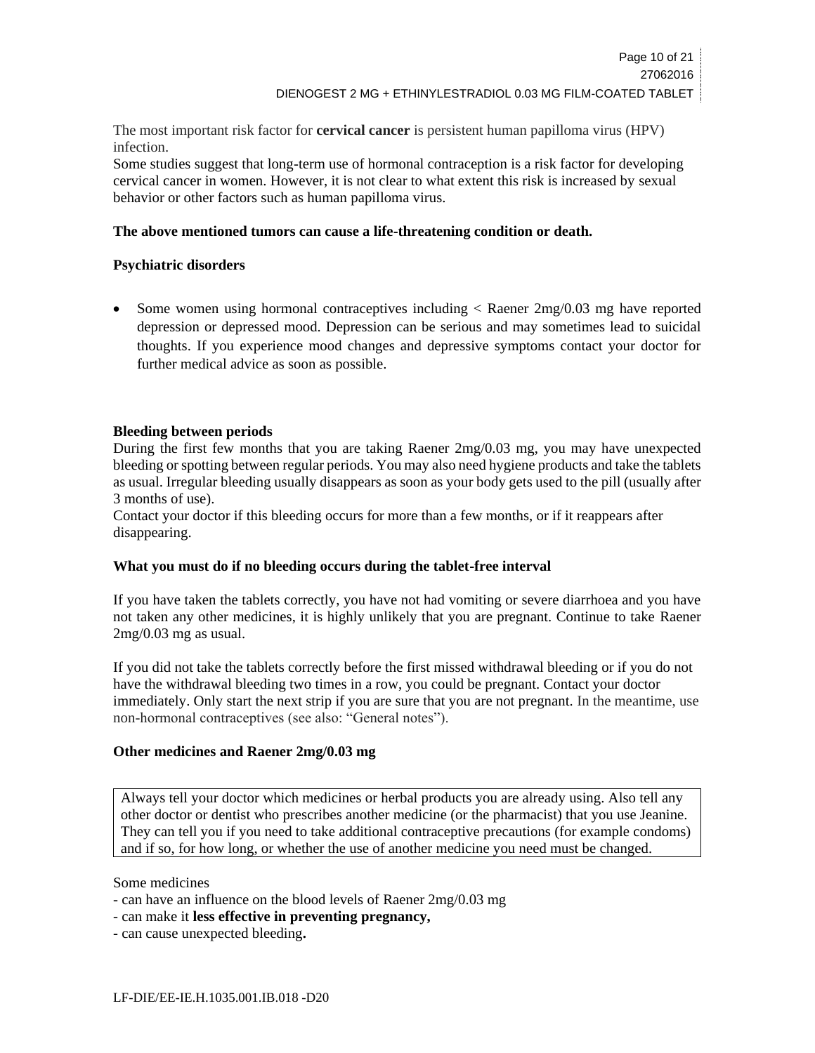The most important risk factor for **cervical cancer** is persistent human papilloma virus (HPV) infection.
Some studies suggest that long-term use of hormonal contraception is a risk factor for developing cervical cancer in women. However, it is not clear to what extent this risk is increased by sexual behavior or other factors such as human papilloma virus.

**The above mentioned tumors can cause a life-threatening condition or death.**

**Psychiatric disorders**

- Some women using hormonal contraceptives including < Raener 2mg/0.03 mg have reported depression or depressed mood. Depression can be serious and may sometimes lead to suicidal thoughts. If you experience mood changes and depressive symptoms contact your doctor for further medical advice as soon as possible.

**Bleeding between periods**
During the first few months that you are taking Raener 2mg/0.03 mg, you may have unexpected bleeding or spotting between regular periods. You may also need hygiene products and take the tablets as usual. Irregular bleeding usually disappears as soon as your body gets used to the pill (usually after 3 months of use).
Contact your doctor if this bleeding occurs for more than a few months, or if it reappears after disappearing.

**What you must do if no bleeding occurs during the tablet-free interval**

If you have taken the tablets correctly, you have not had vomiting or severe diarrhoea and you have not taken any other medicines, it is highly unlikely that you are pregnant. Continue to take Raener 2mg/0.03 mg as usual.

If you did not take the tablets correctly before the first missed withdrawal bleeding or if you do not have the withdrawal bleeding two times in a row, you could be pregnant. Contact your doctor immediately. Only start the next strip if you are sure that you are not pregnant. In the meantime, use non-hormonal contraceptives (see also: "General notes").

**Other medicines and Raener 2mg/0.03 mg**

Always tell your doctor which medicines or herbal products you are already using. Also tell any other doctor or dentist who prescribes another medicine (or the pharmacist) that you use Jeanine. They can tell you if you need to take additional contraceptive precautions (for example condoms) and if so, for how long, or whether the use of another medicine you need must be changed.

Some medicines
- can have an influence on the blood levels of Raener 2mg/0.03 mg
- can make it **less effective in preventing pregnancy,**
- can cause unexpected bleeding**.**

LF-DIE/EE-IE.H.1035.001.IB.018 -D20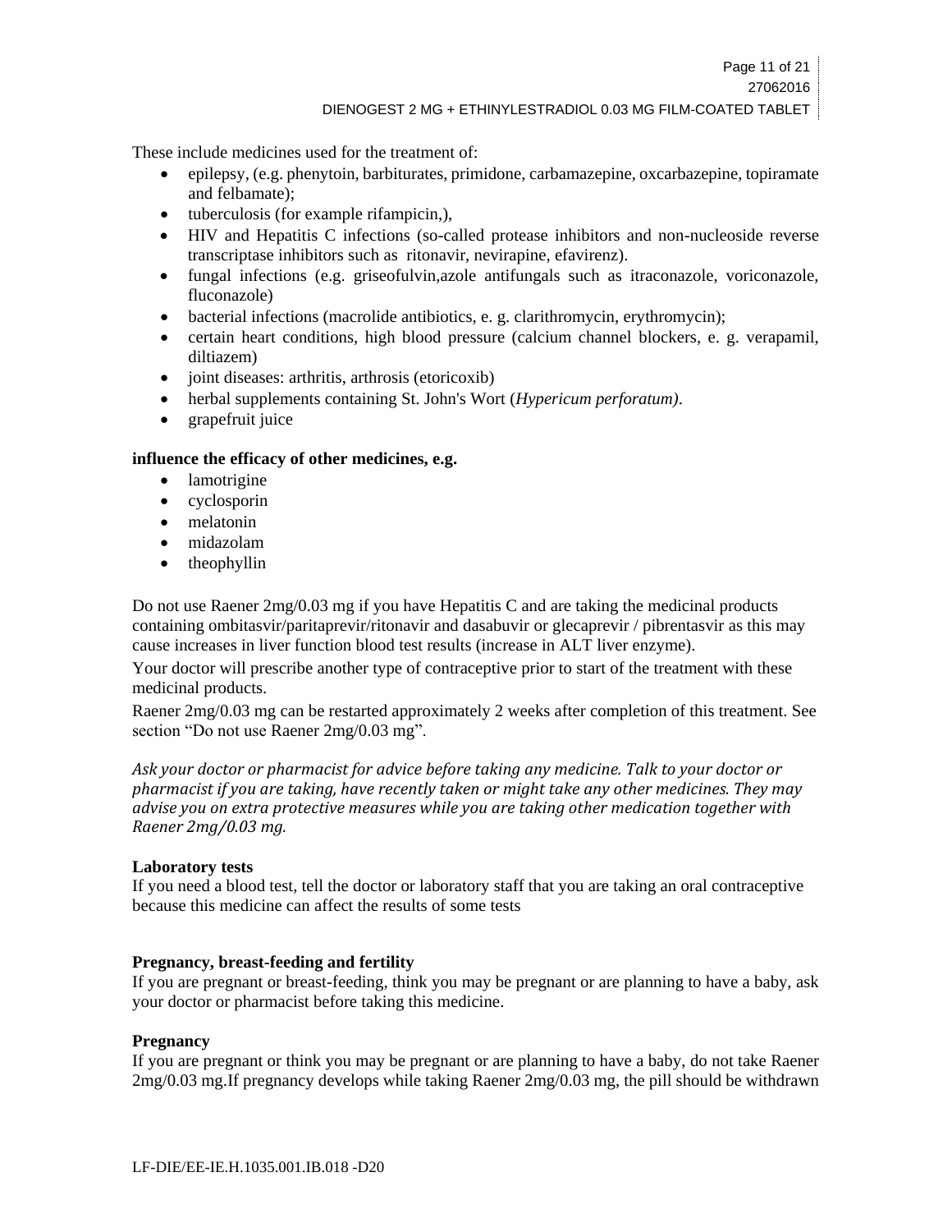These include medicines used for the treatment of:

- epilepsy, (e.g. phenytoin, barbiturates, primidone, carbamazepine, oxcarbazepine, topiramate and felbamate);
- tuberculosis (for example rifampicin,),
- HIV and Hepatitis C infections (so-called protease inhibitors and non-nucleoside reverse transcriptase inhibitors such as ritonavir, nevirapine, efavirenz).
- fungal infections (e.g. griseofulvin,azole antifungals such as itraconazole, voriconazole, fluconazole)
- bacterial infections (macrolide antibiotics, e. g. clarithromycin, erythromycin);
- certain heart conditions, high blood pressure (calcium channel blockers, e. g. verapamil, diltiazem)
- joint diseases: arthritis, arthrosis (etoricoxib)
- herbal supplements containing St. John's Wort (*Hypericum perforatum)*.
- grapefruit juice

**influence the efficacy of other medicines, e.g.**

- lamotrigine
- cyclosporin
- melatonin
- midazolam
- theophyllin

Do not use Raener 2mg/0.03 mg if you have Hepatitis C and are taking the medicinal products containing ombitasvir/paritaprevir/ritonavir and dasabuvir or glecaprevir / pibrentasvir as this may cause increases in liver function blood test results (increase in ALT liver enzyme).

Your doctor will prescribe another type of contraceptive prior to start of the treatment with these medicinal products.

Raener 2mg/0.03 mg can be restarted approximately 2 weeks after completion of this treatment. See section "Do not use Raener 2mg/0.03 mg".

*Ask your doctor or pharmacist for advice before taking any medicine. Talk to your doctor or pharmacist if you are taking, have recently taken or might take any other medicines. They may advise you on extra protective measures while you are taking other medication together with Raener 2mg/0.03 mg.*

**Laboratory tests**

If you need a blood test, tell the doctor or laboratory staff that you are taking an oral contraceptive because this medicine can affect the results of some tests

**Pregnancy, breast-feeding and fertility**

If you are pregnant or breast-feeding, think you may be pregnant or are planning to have a baby, ask your doctor or pharmacist before taking this medicine.

**Pregnancy**

If you are pregnant or think you may be pregnant or are planning to have a baby, do not take Raener 2mg/0.03 mg.If pregnancy develops while taking Raener 2mg/0.03 mg, the pill should be withdrawn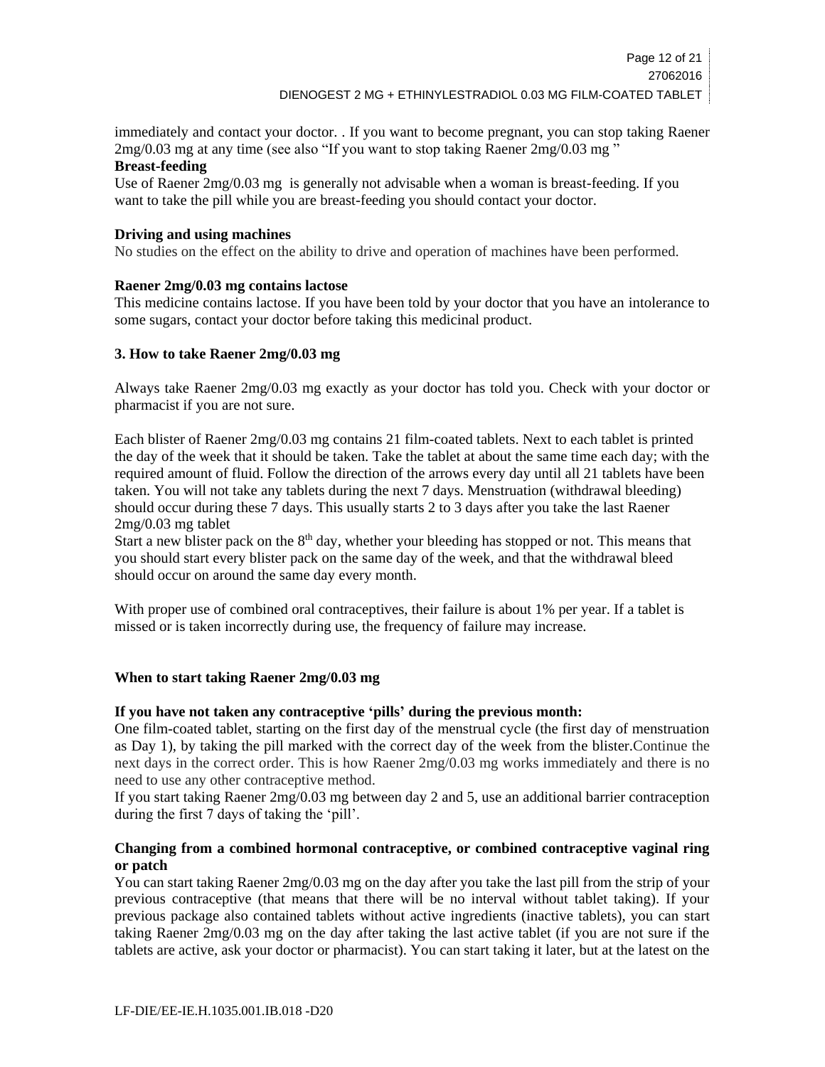immediately and contact your doctor. . If you want to become pregnant, you can stop taking Raener 2mg/0.03 mg at any time (see also "If you want to stop taking Raener 2mg/0.03 mg "

**Breast-feeding**

Use of Raener 2mg/0.03 mg is generally not advisable when a woman is breast-feeding. If you want to take the pill while you are breast-feeding you should contact your doctor.

**Driving and using machines**

No studies on the effect on the ability to drive and operation of machines have been performed.

**Raener 2mg/0.03 mg contains lactose**

This medicine contains lactose. If you have been told by your doctor that you have an intolerance to some sugars, contact your doctor before taking this medicinal product.

## 3. How to take Raener 2mg/0.03 mg

Always take Raener 2mg/0.03 mg exactly as your doctor has told you. Check with your doctor or pharmacist if you are not sure.

Each blister of Raener 2mg/0.03 mg contains 21 film-coated tablets. Next to each tablet is printed the day of the week that it should be taken. Take the tablet at about the same time each day; with the required amount of fluid. Follow the direction of the arrows every day until all 21 tablets have been taken. You will not take any tablets during the next 7 days. Menstruation (withdrawal bleeding) should occur during these 7 days. This usually starts 2 to 3 days after you take the last Raener 2mg/0.03 mg tablet

Start a new blister pack on the 8th day, whether your bleeding has stopped or not. This means that you should start every blister pack on the same day of the week, and that the withdrawal bleed should occur on around the same day every month.

With proper use of combined oral contraceptives, their failure is about 1% per year. If a tablet is missed or is taken incorrectly during use, the frequency of failure may increase.

**When to start taking Raener 2mg/0.03 mg**

**If you have not taken any contraceptive 'pills' during the previous month:**

One film-coated tablet, starting on the first day of the menstrual cycle (the first day of menstruation as Day 1), by taking the pill marked with the correct day of the week from the blister.Continue the next days in the correct order. This is how Raener 2mg/0.03 mg works immediately and there is no need to use any other contraceptive method.

If you start taking Raener 2mg/0.03 mg between day 2 and 5, use an additional barrier contraception during the first 7 days of taking the 'pill'.

**Changing from a combined hormonal contraceptive, or combined contraceptive vaginal ring or patch**

You can start taking Raener 2mg/0.03 mg on the day after you take the last pill from the strip of your previous contraceptive (that means that there will be no interval without tablet taking). If your previous package also contained tablets without active ingredients (inactive tablets), you can start taking Raener 2mg/0.03 mg on the day after taking the last active tablet (if you are not sure if the tablets are active, ask your doctor or pharmacist). You can start taking it later, but at the latest on the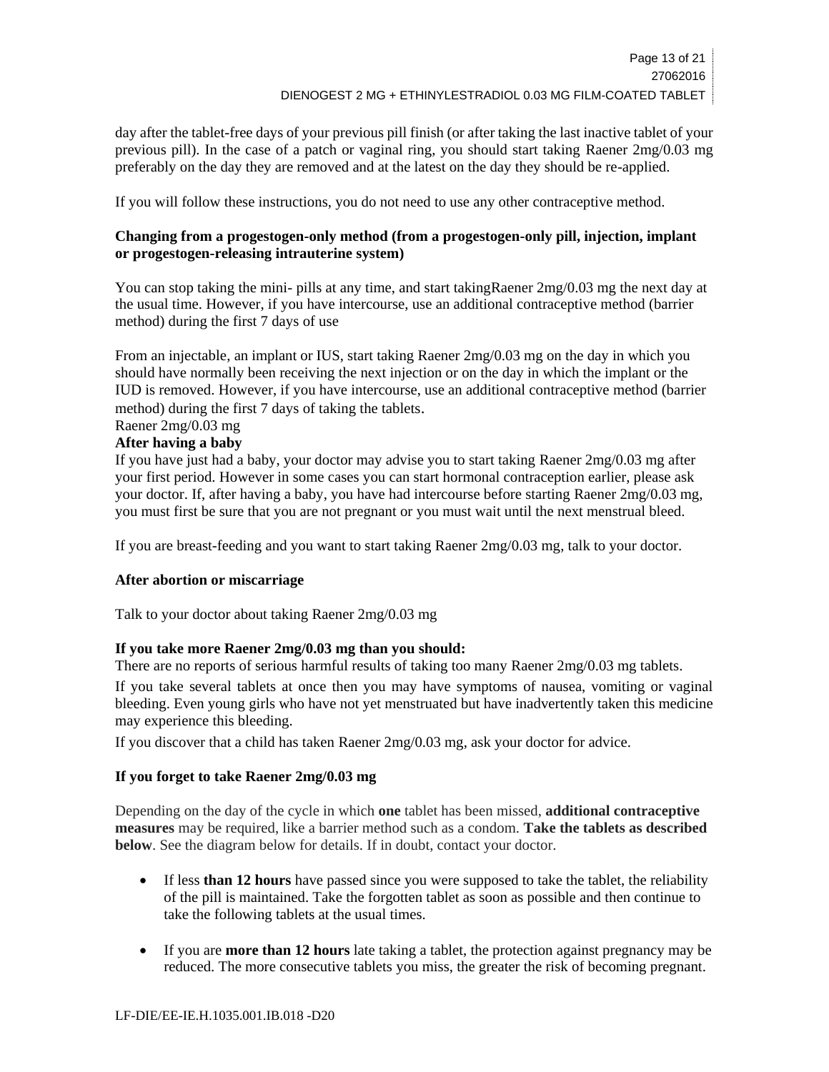day after the tablet-free days of your previous pill finish (or after taking the last inactive tablet of your previous pill). In the case of a patch or vaginal ring, you should start taking Raener 2mg/0.03 mg preferably on the day they are removed and at the latest on the day they should be re-applied.

If you will follow these instructions, you do not need to use any other contraceptive method.

**Changing from a progestogen-only method (from a progestogen-only pill, injection, implant or progestogen-releasing intrauterine system)**

You can stop taking the mini- pills at any time, and start takingRaener 2mg/0.03 mg the next day at the usual time. However, if you have intercourse, use an additional contraceptive method (barrier method) during the first 7 days of use

From an injectable, an implant or IUS, start taking Raener 2mg/0.03 mg on the day in which you should have normally been receiving the next injection or on the day in which the implant or the IUD is removed. However, if you have intercourse, use an additional contraceptive method (barrier method) during the first 7 days of taking the tablets.
Raener 2mg/0.03 mg

**After having a baby**

If you have just had a baby, your doctor may advise you to start taking Raener 2mg/0.03 mg after your first period. However in some cases you can start hormonal contraception earlier, please ask your doctor. If, after having a baby, you have had intercourse before starting Raener 2mg/0.03 mg, you must first be sure that you are not pregnant or you must wait until the next menstrual bleed.

If you are breast-feeding and you want to start taking Raener 2mg/0.03 mg, talk to your doctor.

**After abortion or miscarriage**

Talk to your doctor about taking Raener 2mg/0.03 mg

**If you take more Raener 2mg/0.03 mg than you should:**

There are no reports of serious harmful results of taking too many Raener 2mg/0.03 mg tablets.

If you take several tablets at once then you may have symptoms of nausea, vomiting or vaginal bleeding. Even young girls who have not yet menstruated but have inadvertently taken this medicine may experience this bleeding.

If you discover that a child has taken Raener 2mg/0.03 mg, ask your doctor for advice.

**If you forget to take Raener 2mg/0.03 mg**

Depending on the day of the cycle in which **one** tablet has been missed, **additional contraceptive measures** may be required, like a barrier method such as a condom. **Take the tablets as described below**. See the diagram below for details. If in doubt, contact your doctor.

- If less **than 12 hours** have passed since you were supposed to take the tablet, the reliability of the pill is maintained. Take the forgotten tablet as soon as possible and then continue to take the following tablets at the usual times.

- If you are **more than 12 hours** late taking a tablet, the protection against pregnancy may be reduced. The more consecutive tablets you miss, the greater the risk of becoming pregnant.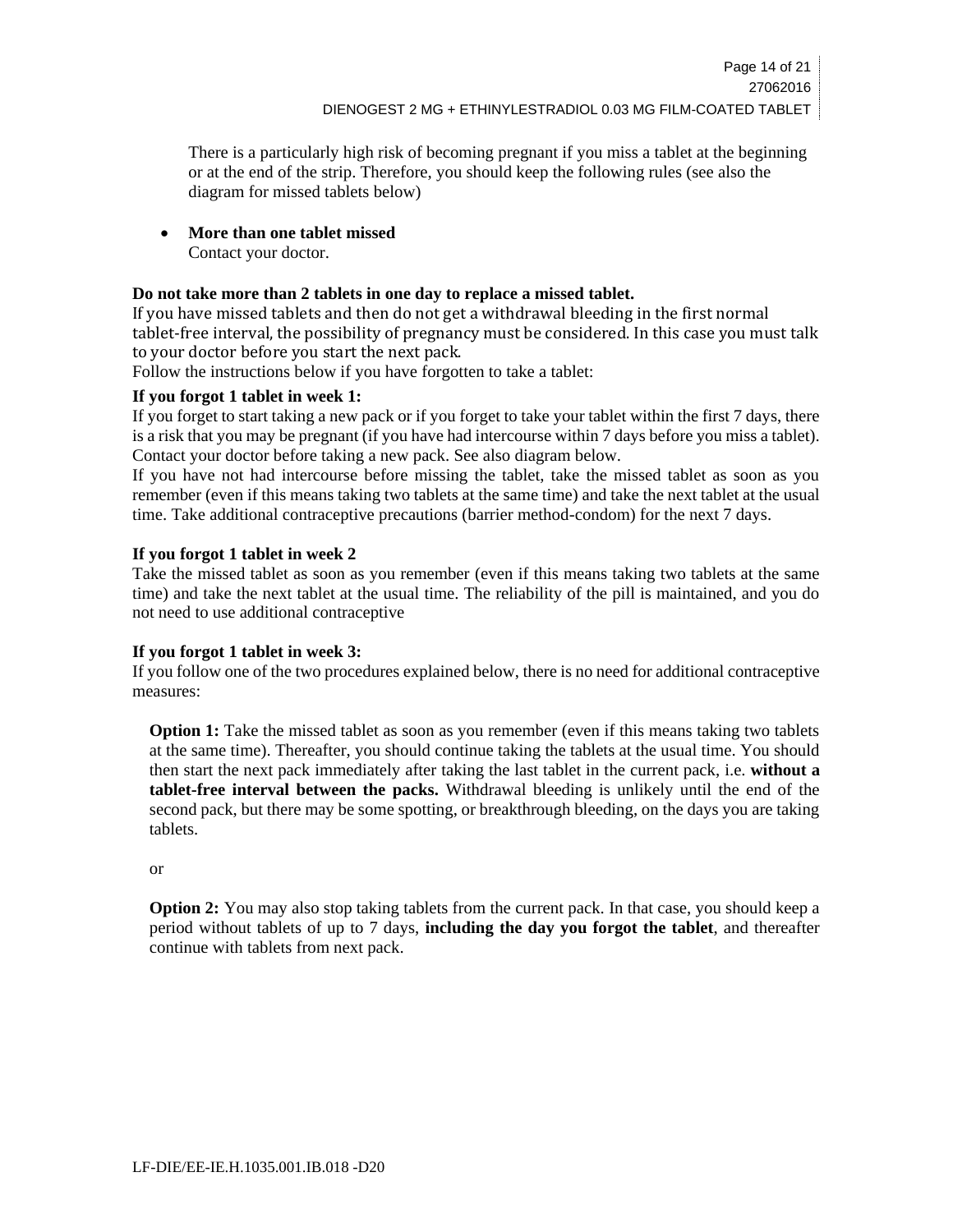There is a particularly high risk of becoming pregnant if you miss a tablet at the beginning or at the end of the strip. Therefore, you should keep the following rules (see also the diagram for missed tablets below)

- **More than one tablet missed**
  Contact your doctor.

**Do not take more than 2 tablets in one day to replace a missed tablet.**

If you have missed tablets and then do not get a withdrawal bleeding in the first normal tablet-free interval, the possibility of pregnancy must be considered. In this case you must talk to your doctor before you start the next pack.

Follow the instructions below if you have forgotten to take a tablet:

**If you forgot 1 tablet in week 1:**

If you forget to start taking a new pack or if you forget to take your tablet within the first 7 days, there is a risk that you may be pregnant (if you have had intercourse within 7 days before you miss a tablet). Contact your doctor before taking a new pack. See also diagram below.

If you have not had intercourse before missing the tablet, take the missed tablet as soon as you remember (even if this means taking two tablets at the same time) and take the next tablet at the usual time. Take additional contraceptive precautions (barrier method-condom) for the next 7 days.

**If you forgot 1 tablet in week 2**

Take the missed tablet as soon as you remember (even if this means taking two tablets at the same time) and take the next tablet at the usual time. The reliability of the pill is maintained, and you do not need to use additional contraceptive

**If you forgot 1 tablet in week 3:**

If you follow one of the two procedures explained below, there is no need for additional contraceptive measures:

**Option 1:** Take the missed tablet as soon as you remember (even if this means taking two tablets at the same time). Thereafter, you should continue taking the tablets at the usual time. You should then start the next pack immediately after taking the last tablet in the current pack, i.e. **without a tablet-free interval between the packs.** Withdrawal bleeding is unlikely until the end of the second pack, but there may be some spotting, or breakthrough bleeding, on the days you are taking tablets.

or

**Option 2:** You may also stop taking tablets from the current pack. In that case, you should keep a period without tablets of up to 7 days, **including the day you forgot the tablet**, and thereafter continue with tablets from next pack.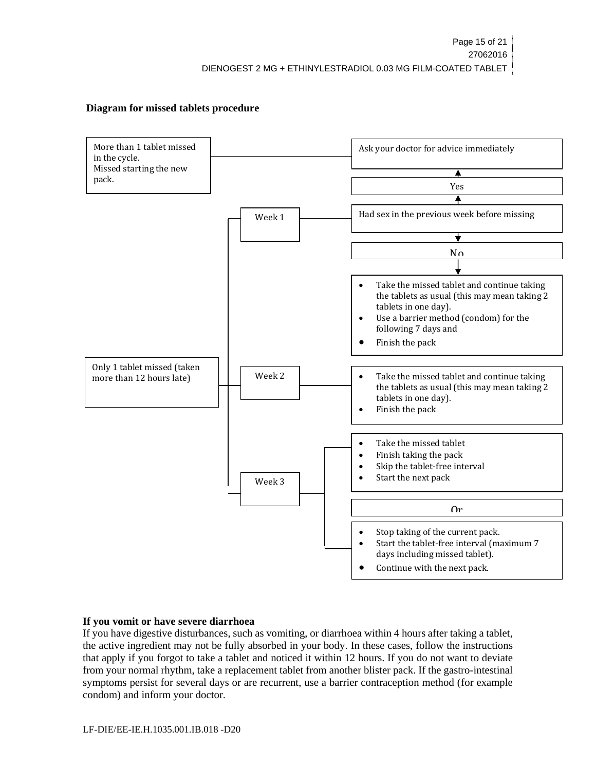**Diagram for missed tablets procedure**

More than 1 tablet missed in the cycle.
Missed starting the new pack.

→ Ask your doctor for advice immediately

Only 1 tablet missed (taken more than 12 hours late)

- **Week 1** → Had sex in the previous week before missing
  - Yes → Ask your doctor for advice immediately
  - No →
    - Take the missed tablet and continue taking the tablets as usual (this may mean taking 2 tablets in one day).
    - Use a barrier method (condom) for the following 7 days and
    - Finish the pack
- **Week 2** →
  - Take the missed tablet and continue taking the tablets as usual (this may mean taking 2 tablets in one day).
  - Finish the pack
- **Week 3** →
  - Take the missed tablet
  - Finish taking the pack
  - Skip the tablet-free interval
  - Start the next pack

  Or

  - Stop taking of the current pack.
  - Start the tablet-free interval (maximum 7 days including missed tablet).
  - Continue with the next pack.

**If you vomit or have severe diarrhoea**

If you have digestive disturbances, such as vomiting, or diarrhoea within 4 hours after taking a tablet, the active ingredient may not be fully absorbed in your body. In these cases, follow the instructions that apply if you forgot to take a tablet and noticed it within 12 hours. If you do not want to deviate from your normal rhythm, take a replacement tablet from another blister pack. If the gastro-intestinal symptoms persist for several days or are recurrent, use a barrier contraception method (for example condom) and inform your doctor.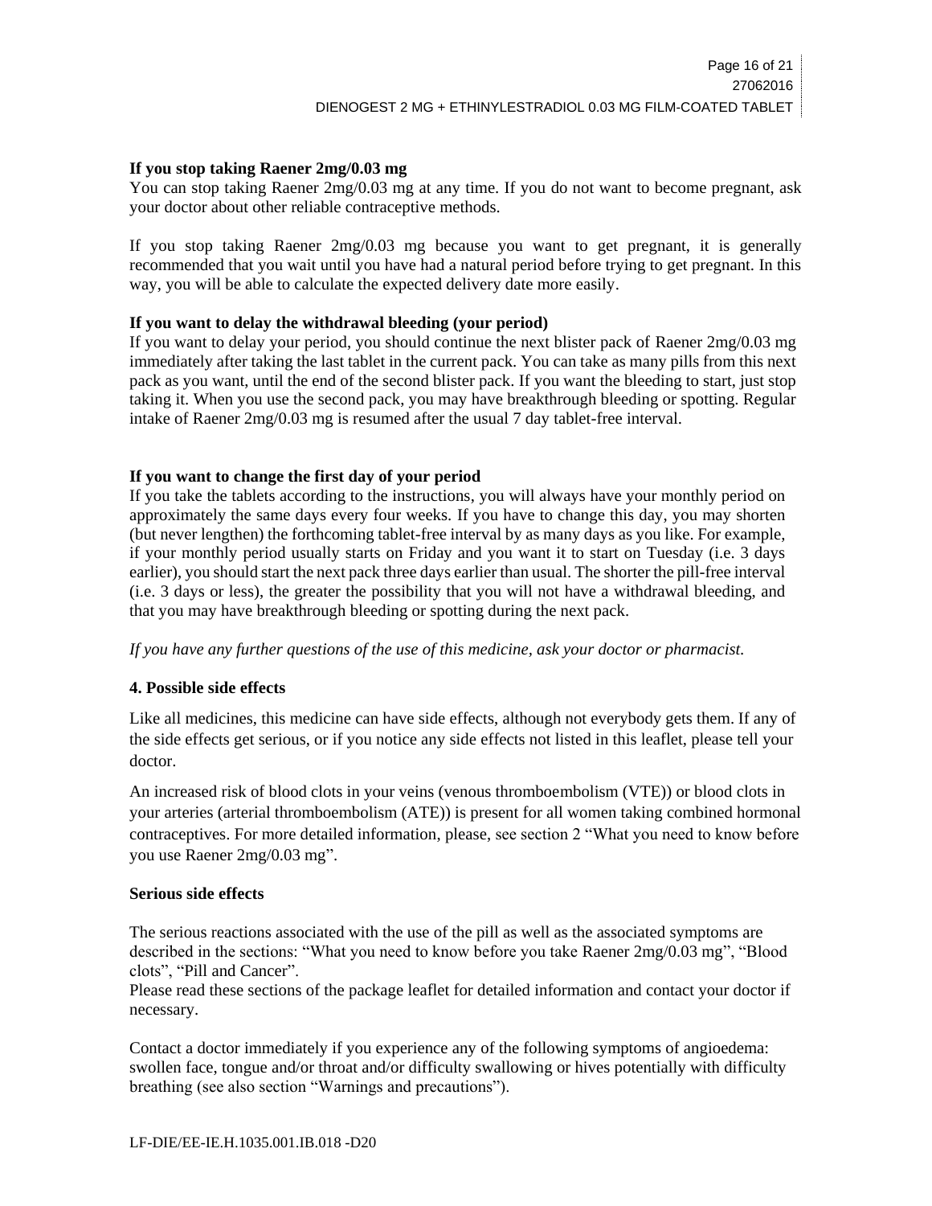**If you stop taking Raener 2mg/0.03 mg**

You can stop taking Raener 2mg/0.03 mg at any time. If you do not want to become pregnant, ask your doctor about other reliable contraceptive methods.

If you stop taking Raener 2mg/0.03 mg because you want to get pregnant, it is generally recommended that you wait until you have had a natural period before trying to get pregnant. In this way, you will be able to calculate the expected delivery date more easily.

**If you want to delay the withdrawal bleeding (your period)**

If you want to delay your period, you should continue the next blister pack of Raener 2mg/0.03 mg immediately after taking the last tablet in the current pack. You can take as many pills from this next pack as you want, until the end of the second blister pack. If you want the bleeding to start, just stop taking it. When you use the second pack, you may have breakthrough bleeding or spotting. Regular intake of Raener 2mg/0.03 mg is resumed after the usual 7 day tablet-free interval.

**If you want to change the first day of your period**

If you take the tablets according to the instructions, you will always have your monthly period on approximately the same days every four weeks. If you have to change this day, you may shorten (but never lengthen) the forthcoming tablet-free interval by as many days as you like. For example, if your monthly period usually starts on Friday and you want it to start on Tuesday (i.e. 3 days earlier), you should start the next pack three days earlier than usual. The shorter the pill-free interval (i.e. 3 days or less), the greater the possibility that you will not have a withdrawal bleeding, and that you may have breakthrough bleeding or spotting during the next pack.

*If you have any further questions of the use of this medicine, ask your doctor or pharmacist.*

## 4. Possible side effects

Like all medicines, this medicine can have side effects, although not everybody gets them. If any of the side effects get serious, or if you notice any side effects not listed in this leaflet, please tell your doctor.

An increased risk of blood clots in your veins (venous thromboembolism (VTE)) or blood clots in your arteries (arterial thromboembolism (ATE)) is present for all women taking combined hormonal contraceptives. For more detailed information, please, see section 2 “What you need to know before you use Raener 2mg/0.03 mg”.

**Serious side effects**

The serious reactions associated with the use of the pill as well as the associated symptoms are described in the sections: “What you need to know before you take Raener 2mg/0.03 mg”, “Blood clots”, “Pill and Cancer”.
Please read these sections of the package leaflet for detailed information and contact your doctor if necessary.

Contact a doctor immediately if you experience any of the following symptoms of angioedema: swollen face, tongue and/or throat and/or difficulty swallowing or hives potentially with difficulty breathing (see also section “Warnings and precautions”).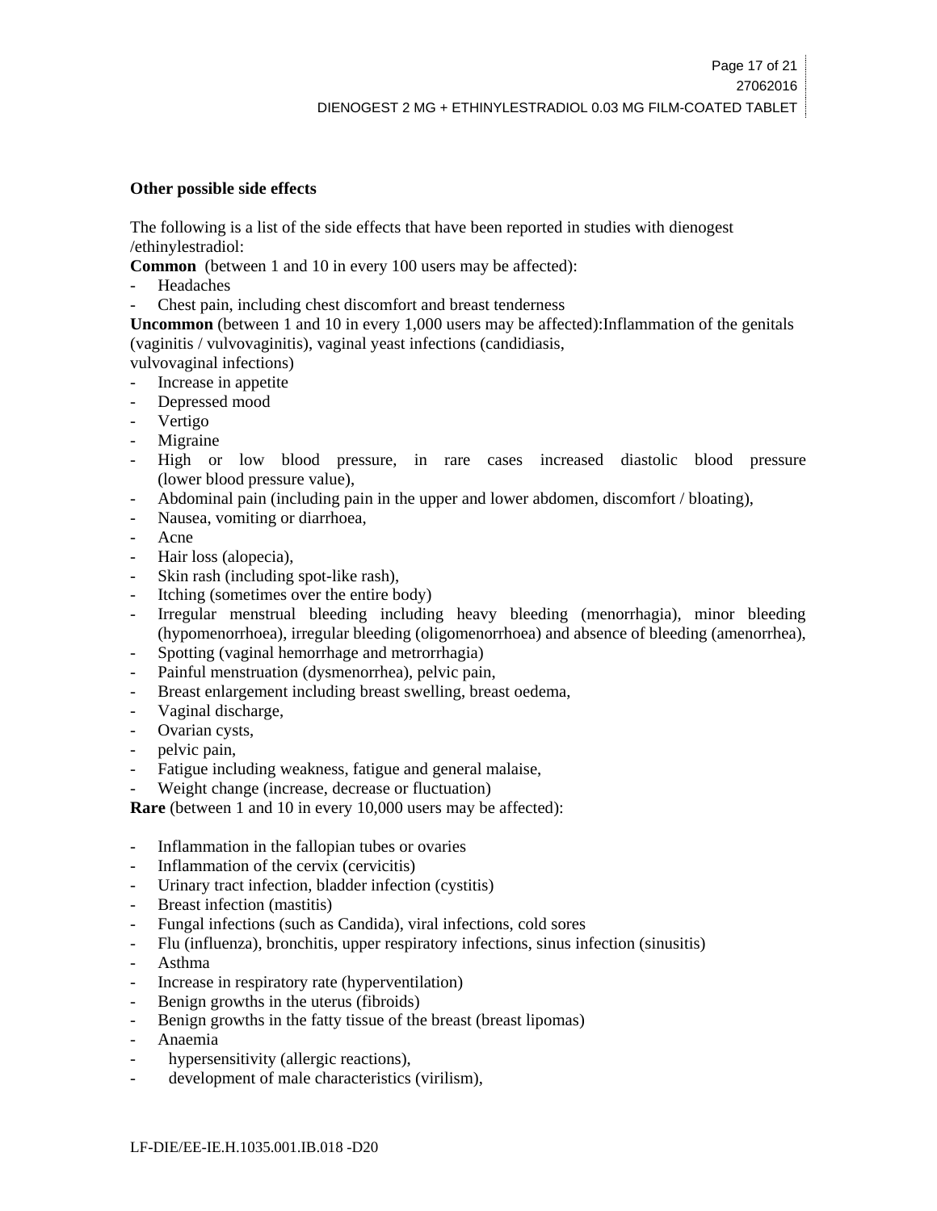**Other possible side effects**

The following is a list of the side effects that have been reported in studies with dienogest /ethinylestradiol:

**Common** (between 1 and 10 in every 100 users may be affected):

- Headaches
- Chest pain, including chest discomfort and breast tenderness

**Uncommon** (between 1 and 10 in every 1,000 users may be affected):Inflammation of the genitals (vaginitis / vulvovaginitis), vaginal yeast infections (candidiasis, vulvovaginal infections)

- Increase in appetite
- Depressed mood
- Vertigo
- Migraine
- High or low blood pressure, in rare cases increased diastolic blood pressure (lower blood pressure value),
- Abdominal pain (including pain in the upper and lower abdomen, discomfort / bloating),
- Nausea, vomiting or diarrhoea,
- Acne
- Hair loss (alopecia),
- Skin rash (including spot-like rash),
- Itching (sometimes over the entire body)
- Irregular menstrual bleeding including heavy bleeding (menorrhagia), minor bleeding (hypomenorrhoea), irregular bleeding (oligomenorrhoea) and absence of bleeding (amenorrhea),
- Spotting (vaginal hemorrhage and metrorrhagia)
- Painful menstruation (dysmenorrhea), pelvic pain,
- Breast enlargement including breast swelling, breast oedema,
- Vaginal discharge,
- Ovarian cysts,
- pelvic pain,
- Fatigue including weakness, fatigue and general malaise,
- Weight change (increase, decrease or fluctuation)

**Rare** (between 1 and 10 in every 10,000 users may be affected):

- Inflammation in the fallopian tubes or ovaries
- Inflammation of the cervix (cervicitis)
- Urinary tract infection, bladder infection (cystitis)
- Breast infection (mastitis)
- Fungal infections (such as Candida), viral infections, cold sores
- Flu (influenza), bronchitis, upper respiratory infections, sinus infection (sinusitis)
- Asthma
- Increase in respiratory rate (hyperventilation)
- Benign growths in the uterus (fibroids)
- Benign growths in the fatty tissue of the breast (breast lipomas)
- Anaemia
- hypersensitivity (allergic reactions),
- development of male characteristics (virilism),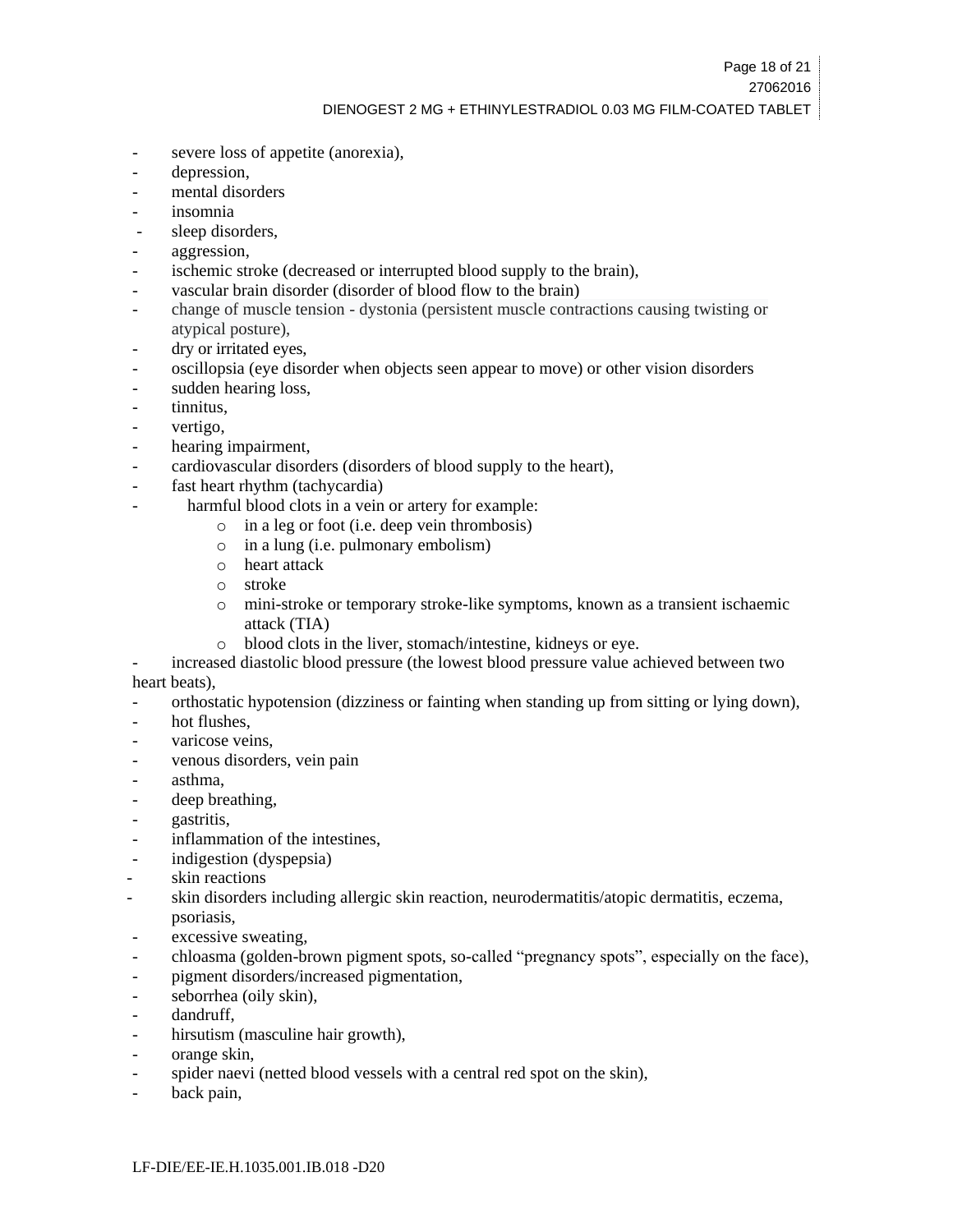- severe loss of appetite (anorexia),
- depression,
- mental disorders
- insomnia
- sleep disorders,
- aggression,
- ischemic stroke (decreased or interrupted blood supply to the brain),
- vascular brain disorder (disorder of blood flow to the brain)
- change of muscle tension - dystonia (persistent muscle contractions causing twisting or atypical posture),
- dry or irritated eyes,
- oscillopsia (eye disorder when objects seen appear to move) or other vision disorders
- sudden hearing loss,
- tinnitus,
- vertigo,
- hearing impairment,
- cardiovascular disorders (disorders of blood supply to the heart),
- fast heart rhythm (tachycardia)
- harmful blood clots in a vein or artery for example:
  - in a leg or foot (i.e. deep vein thrombosis)
  - in a lung (i.e. pulmonary embolism)
  - heart attack
  - stroke
  - mini-stroke or temporary stroke-like symptoms, known as a transient ischaemic attack (TIA)
  - blood clots in the liver, stomach/intestine, kidneys or eye.
- increased diastolic blood pressure (the lowest blood pressure value achieved between two heart beats),
- orthostatic hypotension (dizziness or fainting when standing up from sitting or lying down),
- hot flushes,
- varicose veins,
- venous disorders, vein pain
- asthma,
- deep breathing,
- gastritis,
- inflammation of the intestines,
- indigestion (dyspepsia)
- skin reactions
- skin disorders including allergic skin reaction, neurodermatitis/atopic dermatitis, eczema, psoriasis,
- excessive sweating,
- chloasma (golden-brown pigment spots, so-called “pregnancy spots”, especially on the face),
- pigment disorders/increased pigmentation,
- seborrhea (oily skin),
- dandruff,
- hirsutism (masculine hair growth),
- orange skin,
- spider naevi (netted blood vessels with a central red spot on the skin),
- back pain,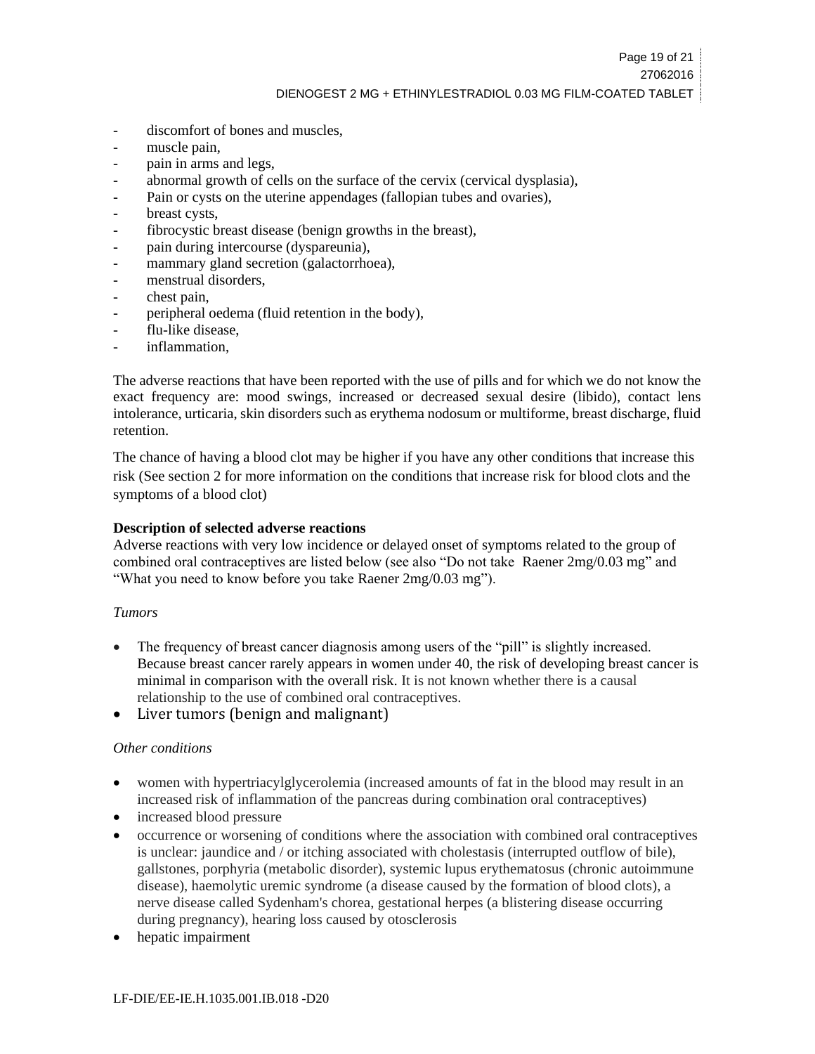- discomfort of bones and muscles,
- muscle pain,
- pain in arms and legs,
- abnormal growth of cells on the surface of the cervix (cervical dysplasia),
- Pain or cysts on the uterine appendages (fallopian tubes and ovaries),
- breast cysts,
- fibrocystic breast disease (benign growths in the breast),
- pain during intercourse (dyspareunia),
- mammary gland secretion (galactorrhoea),
- menstrual disorders,
- chest pain,
- peripheral oedema (fluid retention in the body),
- flu-like disease,
- inflammation,

The adverse reactions that have been reported with the use of pills and for which we do not know the exact frequency are: mood swings, increased or decreased sexual desire (libido), contact lens intolerance, urticaria, skin disorders such as erythema nodosum or multiforme, breast discharge, fluid retention.

The chance of having a blood clot may be higher if you have any other conditions that increase this risk (See section 2 for more information on the conditions that increase risk for blood clots and the symptoms of a blood clot)

**Description of selected adverse reactions**

Adverse reactions with very low incidence or delayed onset of symptoms related to the group of combined oral contraceptives are listed below (see also "Do not take Raener 2mg/0.03 mg" and "What you need to know before you take Raener 2mg/0.03 mg").

*Tumors*

- The frequency of breast cancer diagnosis among users of the "pill" is slightly increased. Because breast cancer rarely appears in women under 40, the risk of developing breast cancer is minimal in comparison with the overall risk. It is not known whether there is a causal relationship to the use of combined oral contraceptives.
- Liver tumors (benign and malignant)

*Other conditions*

- women with hypertriacylglycerolemia (increased amounts of fat in the blood may result in an increased risk of inflammation of the pancreas during combination oral contraceptives)
- increased blood pressure
- occurrence or worsening of conditions where the association with combined oral contraceptives is unclear: jaundice and / or itching associated with cholestasis (interrupted outflow of bile), gallstones, porphyria (metabolic disorder), systemic lupus erythematosus (chronic autoimmune disease), haemolytic uremic syndrome (a disease caused by the formation of blood clots), a nerve disease called Sydenham's chorea, gestational herpes (a blistering disease occurring during pregnancy), hearing loss caused by otosclerosis
- hepatic impairment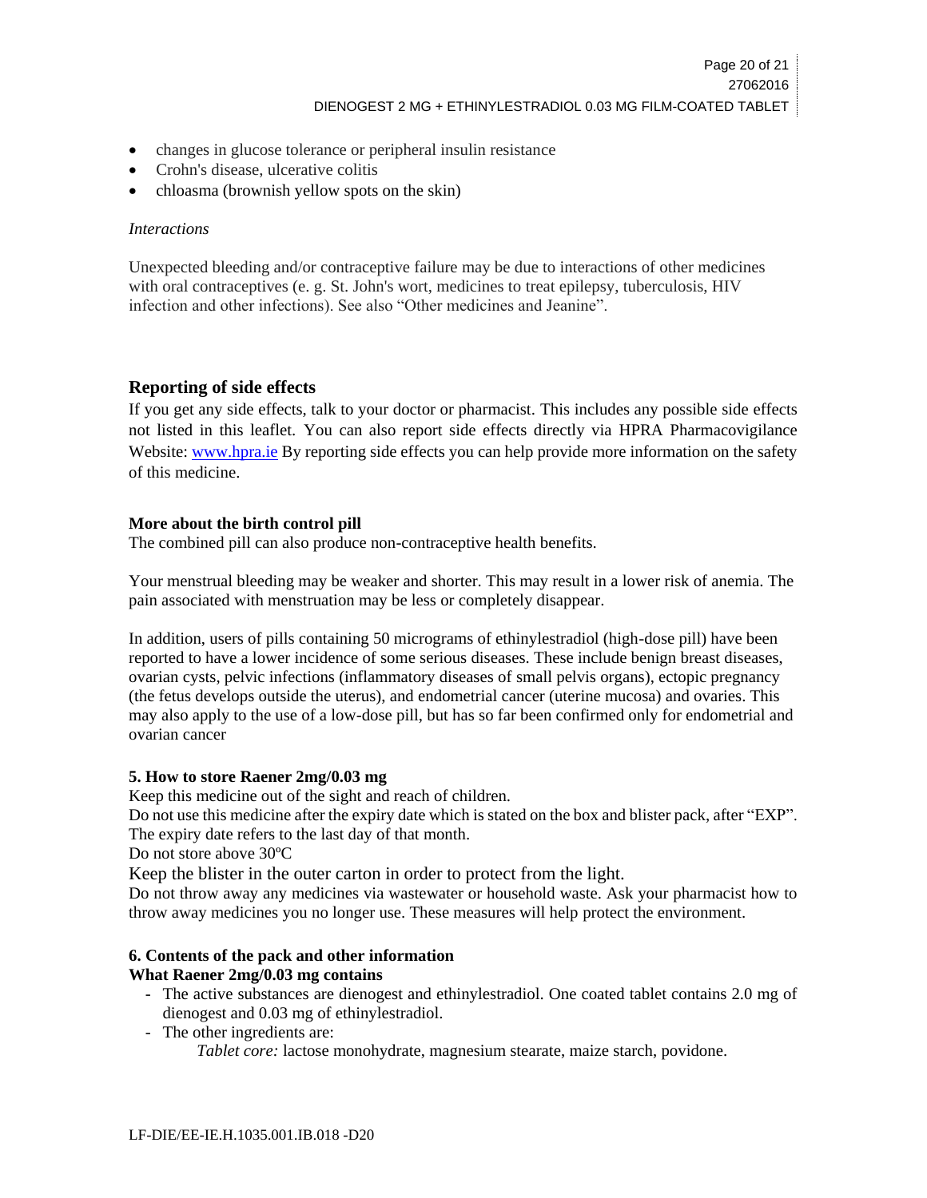- changes in glucose tolerance or peripheral insulin resistance
- Crohn's disease, ulcerative colitis
- chloasma (brownish yellow spots on the skin)

*Interactions*

Unexpected bleeding and/or contraceptive failure may be due to interactions of other medicines with oral contraceptives (e. g. St. John's wort, medicines to treat epilepsy, tuberculosis, HIV infection and other infections). See also "Other medicines and Jeanine".

## Reporting of side effects

If you get any side effects, talk to your doctor or pharmacist. This includes any possible side effects not listed in this leaflet. You can also report side effects directly via HPRA Pharmacovigilance Website: www.hpra.ie By reporting side effects you can help provide more information on the safety of this medicine.

**More about the birth control pill**

The combined pill can also produce non-contraceptive health benefits.

Your menstrual bleeding may be weaker and shorter. This may result in a lower risk of anemia. The pain associated with menstruation may be less or completely disappear.

In addition, users of pills containing 50 micrograms of ethinylestradiol (high-dose pill) have been reported to have a lower incidence of some serious diseases. These include benign breast diseases, ovarian cysts, pelvic infections (inflammatory diseases of small pelvis organs), ectopic pregnancy (the fetus develops outside the uterus), and endometrial cancer (uterine mucosa) and ovaries. This may also apply to the use of a low-dose pill, but has so far been confirmed only for endometrial and ovarian cancer

**5. How to store Raener 2mg/0.03 mg**

Keep this medicine out of the sight and reach of children.

Do not use this medicine after the expiry date which is stated on the box and blister pack, after "EXP". The expiry date refers to the last day of that month.

Do not store above 30ºC

Keep the blister in the outer carton in order to protect from the light.

Do not throw away any medicines via wastewater or household waste. Ask your pharmacist how to throw away medicines you no longer use. These measures will help protect the environment.

**6. Contents of the pack and other information**

**What Raener 2mg/0.03 mg contains**

- The active substances are dienogest and ethinylestradiol. One coated tablet contains 2.0 mg of dienogest and 0.03 mg of ethinylestradiol.
- The other ingredients are:
  *Tablet core:* lactose monohydrate, magnesium stearate, maize starch, povidone.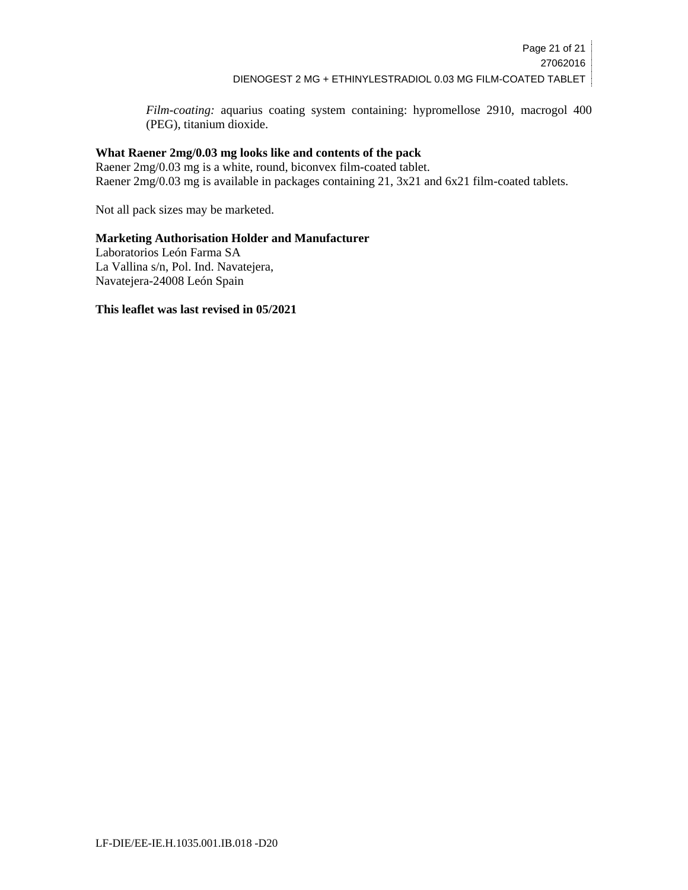*Film-coating:* aquarius coating system containing: hypromellose 2910, macrogol 400 (PEG), titanium dioxide.

**What Raener 2mg/0.03 mg looks like and contents of the pack**

Raener 2mg/0.03 mg is a white, round, biconvex film-coated tablet.
Raener 2mg/0.03 mg is available in packages containing 21, 3x21 and 6x21 film-coated tablets.

Not all pack sizes may be marketed.

**Marketing Authorisation Holder and Manufacturer**

Laboratorios León Farma SA
La Vallina s/n, Pol. Ind. Navatejera,
Navatejera-24008 León Spain

**This leaflet was last revised in 05/2021**